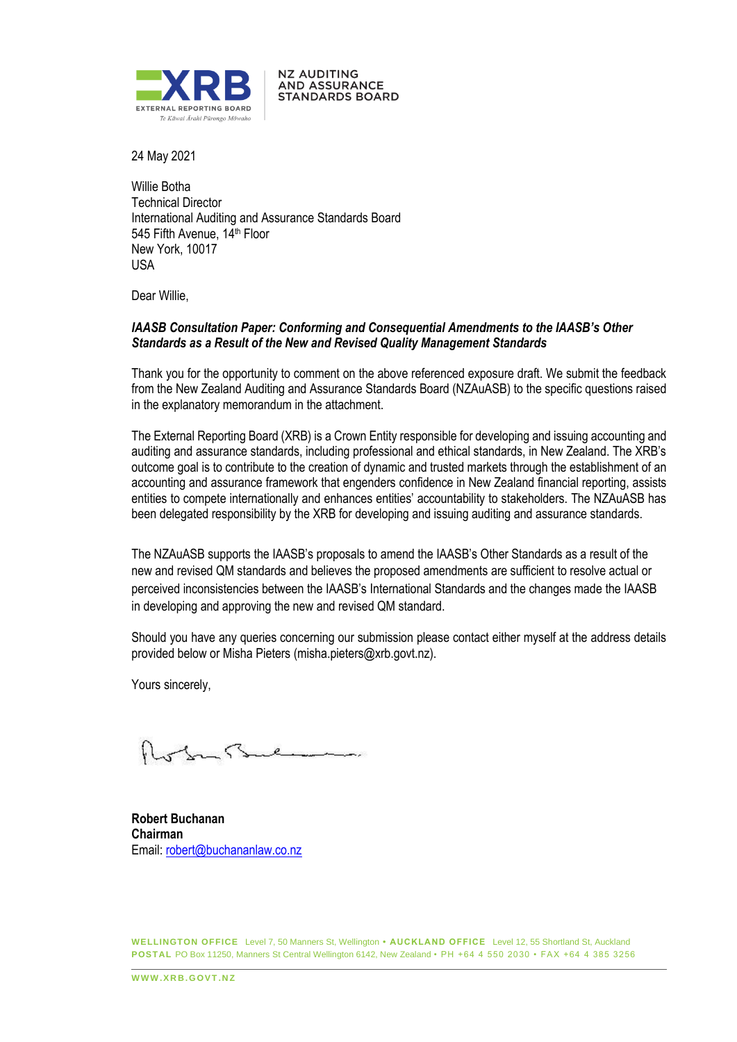**XRB** EXTERNAL REPORTING BOARD
Te Kāwai Ārahi Pūrongo Mōwaho

NZ AUDITING AND ASSURANCE STANDARDS BOARD

24 May 2021

Willie Botha
Technical Director
International Auditing and Assurance Standards Board
545 Fifth Avenue, 14th Floor
New York, 10017
USA

Dear Willie,

***IAASB Consultation Paper: Conforming and Consequential Amendments to the IAASB's Other Standards as a Result of the New and Revised Quality Management Standards***

Thank you for the opportunity to comment on the above referenced exposure draft. We submit the feedback from the New Zealand Auditing and Assurance Standards Board (NZAuASB) to the specific questions raised in the explanatory memorandum in the attachment.

The External Reporting Board (XRB) is a Crown Entity responsible for developing and issuing accounting and auditing and assurance standards, including professional and ethical standards, in New Zealand. The XRB's outcome goal is to contribute to the creation of dynamic and trusted markets through the establishment of an accounting and assurance framework that engenders confidence in New Zealand financial reporting, assists entities to compete internationally and enhances entities' accountability to stakeholders. The NZAuASB has been delegated responsibility by the XRB for developing and issuing auditing and assurance standards.

The NZAuASB supports the IAASB's proposals to amend the IAASB's Other Standards as a result of the new and revised QM standards and believes the proposed amendments are sufficient to resolve actual or perceived inconsistencies between the IAASB's International Standards and the changes made the IAASB in developing and approving the new and revised QM standard.

Should you have any queries concerning our submission please contact either myself at the address details provided below or Misha Pieters (misha.pieters@xrb.govt.nz).

Yours sincerely,

**Robert Buchanan**
**Chairman**
Email: robert@buchananlaw.co.nz

**WELLINGTON OFFICE** Level 7, 50 Manners St, Wellington • **AUCKLAND OFFICE** Level 12, 55 Shortland St, Auckland
**POSTAL** PO Box 11250, Manners St Central Wellington 6142, New Zealand • PH +64 4 550 2030 • FAX +64 4 385 3256

**WWW.XRB.GOVT.NZ**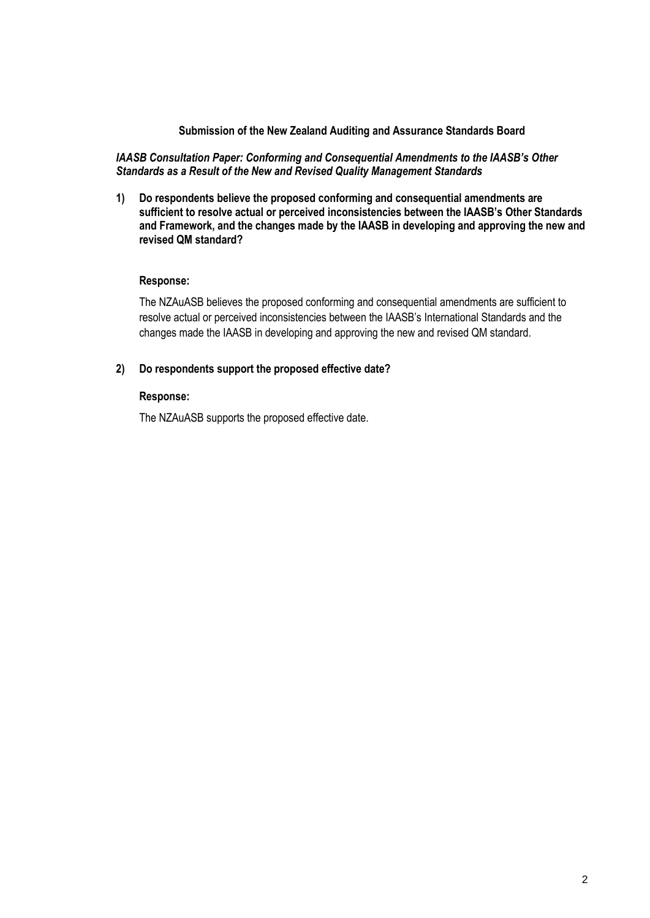**Submission of the New Zealand Auditing and Assurance Standards Board**

***IAASB Consultation Paper: Conforming and Consequential Amendments to the IAASB's Other Standards as a Result of the New and Revised Quality Management Standards***

**1) Do respondents believe the proposed conforming and consequential amendments are sufficient to resolve actual or perceived inconsistencies between the IAASB's Other Standards and Framework, and the changes made by the IAASB in developing and approving the new and revised QM standard?**

**Response:**

The NZAuASB believes the proposed conforming and consequential amendments are sufficient to resolve actual or perceived inconsistencies between the IAASB's International Standards and the changes made the IAASB in developing and approving the new and revised QM standard.

**2) Do respondents support the proposed effective date?**

**Response:**

The NZAuASB supports the proposed effective date.